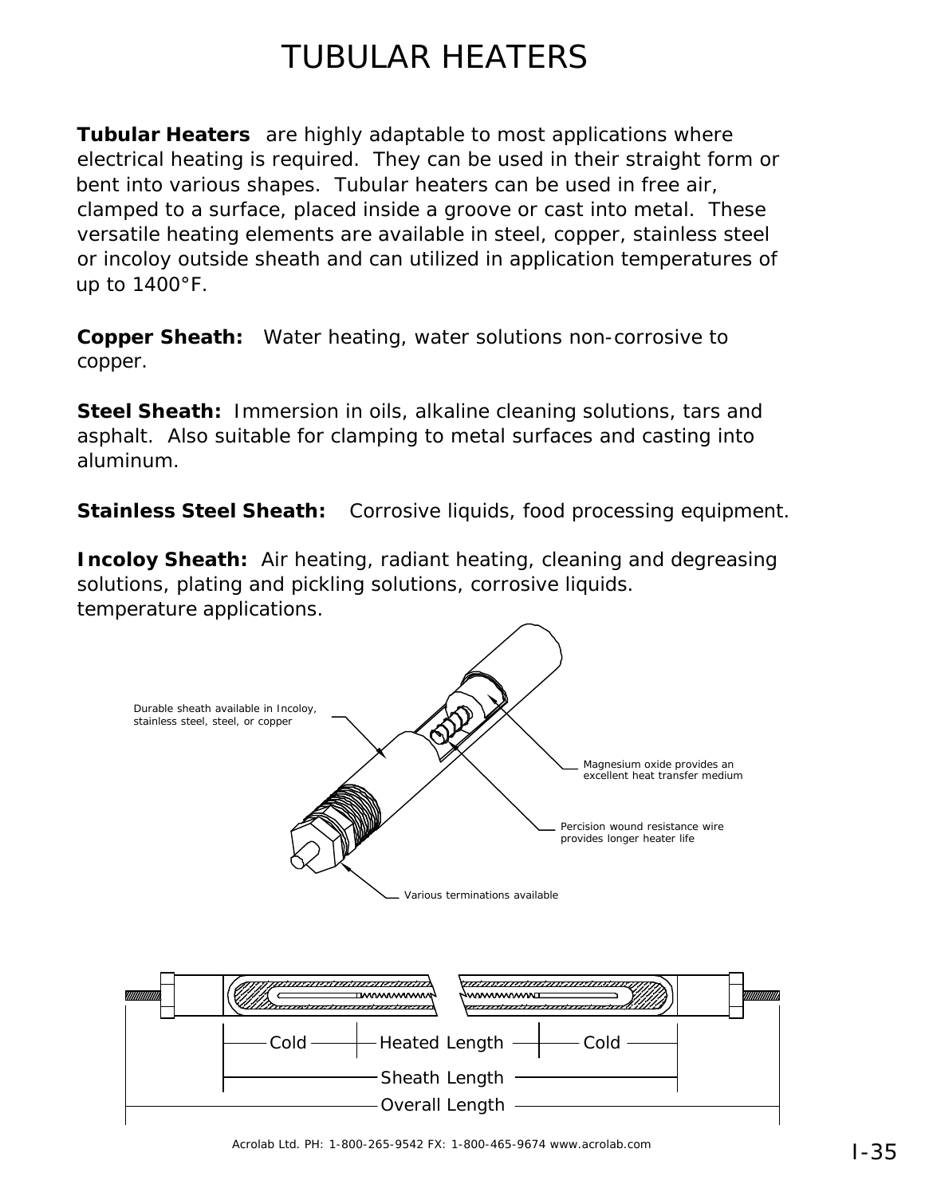# TUBULAR HEATERS

**Tubular Heaters** are highly adaptable to most applications where electrical heating is required. They can be used in their straight form or bent into various shapes. Tubular heaters can be used in free air, clamped to a surface, placed inside a groove or cast into metal. These versatile heating elements are available in steel, copper, stainless steel or incoloy outside sheath and can utilized in application temperatures of up to 1400°F.

**Copper Sheath:** Water heating, water solutions non-corrosive to copper.

**Steel Sheath:** Immersion in oils, alkaline cleaning solutions, tars and asphalt. Also suitable for clamping to metal surfaces and casting into aluminum.

**Stainless Steel Sheath:** Corrosive liquids, food processing equipment.

**Incoloy Sheath:** Air heating, radiant heating, cleaning and degreasing solutions, plating and pickling solutions, corrosive liquids. temperature applications.

Durable sheath available in Incoloy, stainless steel, steel, or copper

Magnesium oxide provides an excellent heat transfer medium

Percision wound resistance wire provides longer heater life

Various terminations available

Cold — Heated Length — Cold

Sheath Length

Overall Length

Acrolab Ltd. PH: 1-800-265-9542 FX: 1-800-465-9674 www.acrolab.com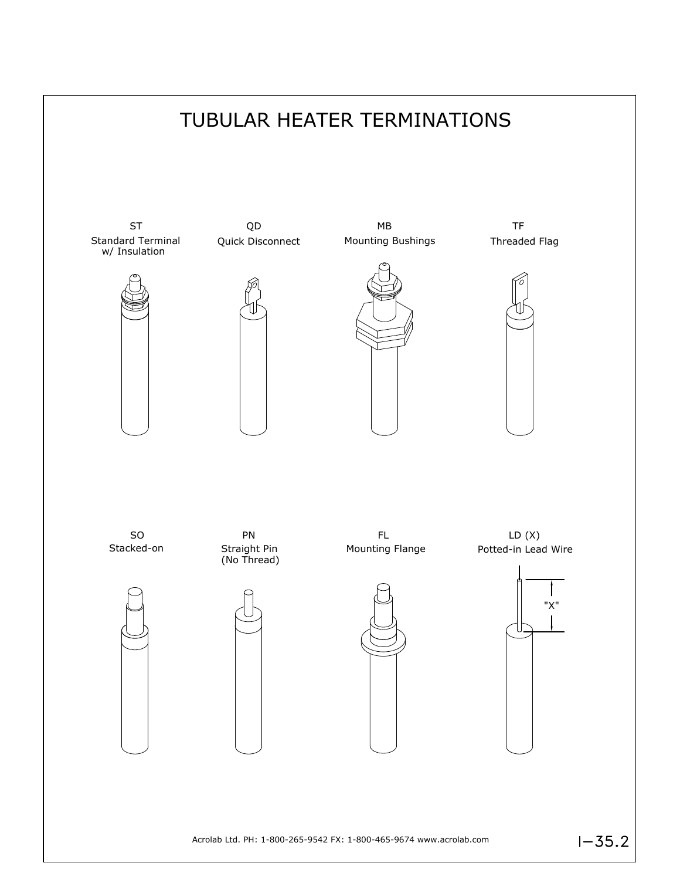# TUBULAR HEATER TERMINATIONS

ST
Standard Terminal w/ Insulation

QD
Quick Disconnect

MB
Mounting Bushings

TF
Threaded Flag

SO
Stacked-on

PN
Straight Pin (No Thread)

FL
Mounting Flange

LD (X)
Potted-in Lead Wire

"X"

Acrolab Ltd. PH: 1-800-265-9542 FX: 1-800-465-9674 www.acrolab.com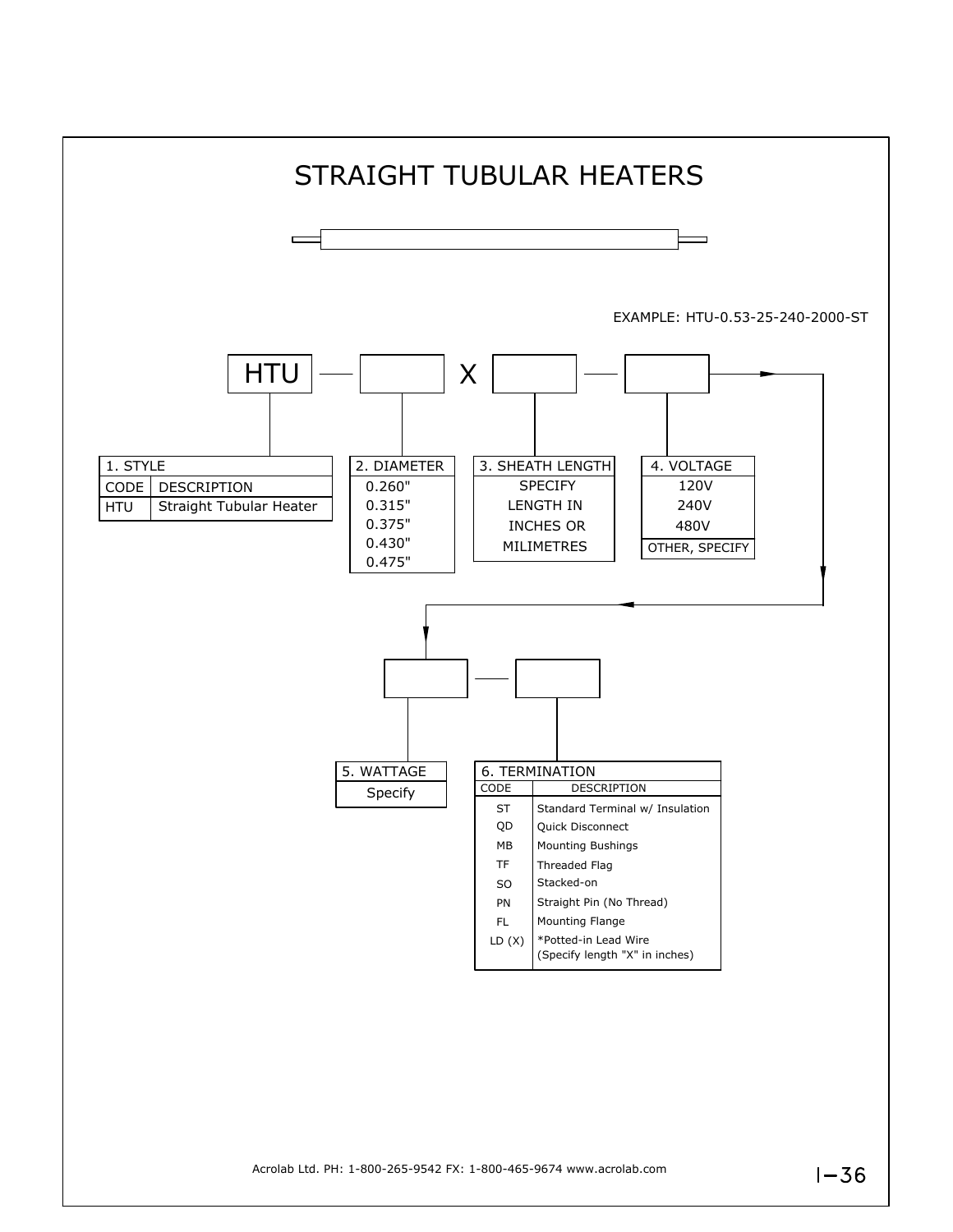# STRAIGHT TUBULAR HEATERS

EXAMPLE: HTU-0.53-25-240-2000-ST

HTU — [ ] X [ ] — [ ] — [ ] — [ ]

**1. STYLE**

| CODE | DESCRIPTION |
|---|---|
| HTU | Straight Tubular Heater |

**2. DIAMETER**

- 0.260"
- 0.315"
- 0.375"
- 0.430"
- 0.475"

**3. SHEATH LENGTH**

SPECIFY LENGTH IN INCHES OR MILIMETRES

**4. VOLTAGE**

- 120V
- 240V
- 480V
- OTHER, SPECIFY

**5. WATTAGE**

Specify

**6. TERMINATION**

| CODE | DESCRIPTION |
|---|---|
| ST | Standard Terminal w/ Insulation |
| QD | Quick Disconnect |
| MB | Mounting Bushings |
| TF | Threaded Flag |
| SO | Stacked-on |
| PN | Straight Pin (No Thread) |
| FL | Mounting Flange |
| LD (X) | *Potted-in Lead Wire (Specify length "X" in inches) |

Acrolab Ltd. PH: 1-800-265-9542 FX: 1-800-465-9674 www.acrolab.com